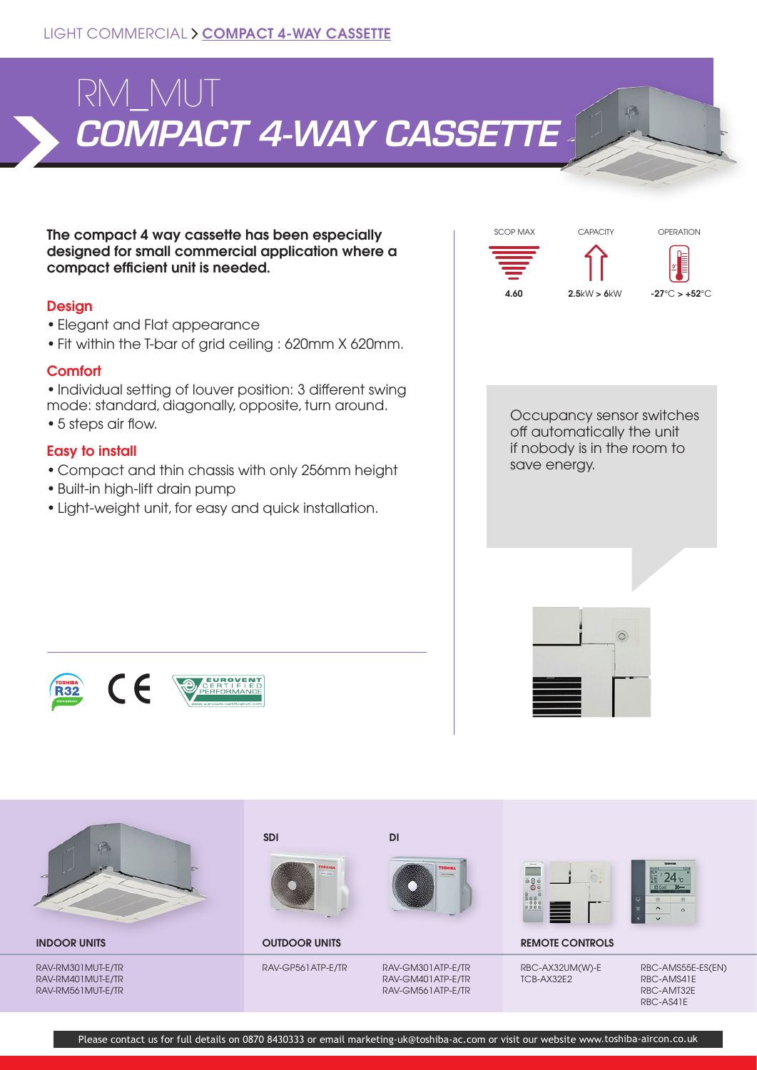LIGHT COMMERCIAL > **COMPACT 4-WAY CASSETTE**

# RM_MUT
# *COMPACT 4-WAY CASSETTE*

**The compact 4 way cassette has been especially designed for small commercial application where a compact efficient unit is needed.**

### Design

- Elegant and Flat appearance
- Fit within the T-bar of grid ceiling : 620mm X 620mm.

### Comfort

- Individual setting of louver position: 3 different swing mode: standard, diagonally, opposite, turn around.
- 5 steps air flow.

### Easy to install

- Compact and thin chassis with only 256mm height
- Built-in high-lift drain pump
- Light-weight unit, for easy and quick installation.

| SCOP MAX | CAPACITY | OPERATION |
|---|---|---|
| **4.60** | **2.5**kW > **6**kW | **-27**°C > **+52**°C |

Occupancy sensor switches off automatically the unit if nobody is in the room to save energy.

| INDOOR UNITS | OUTDOOR UNITS – SDI | OUTDOOR UNITS – DI | REMOTE CONTROLS | |
|---|---|---|---|---|
| RAV-RM301MUT-E/TR<br>RAV-RM401MUT-E/TR<br>RAV-RM561MUT-E/TR | RAV-GP561ATP-E/TR | RAV-GM301ATP-E/TR<br>RAV-GM401ATP-E/TR<br>RAV-GM561ATP-E/TR | RBC-AX32UM(W)-E<br>TCB-AX32E2 | RBC-AMS55E-ES(EN)<br>RBC-AMS41E<br>RBC-AMT32E<br>RBC-AS41E |

Please contact us for full details on 0870 8430333 or email marketing-uk@toshiba-ac.com or visit our website www.toshiba-aircon.co.uk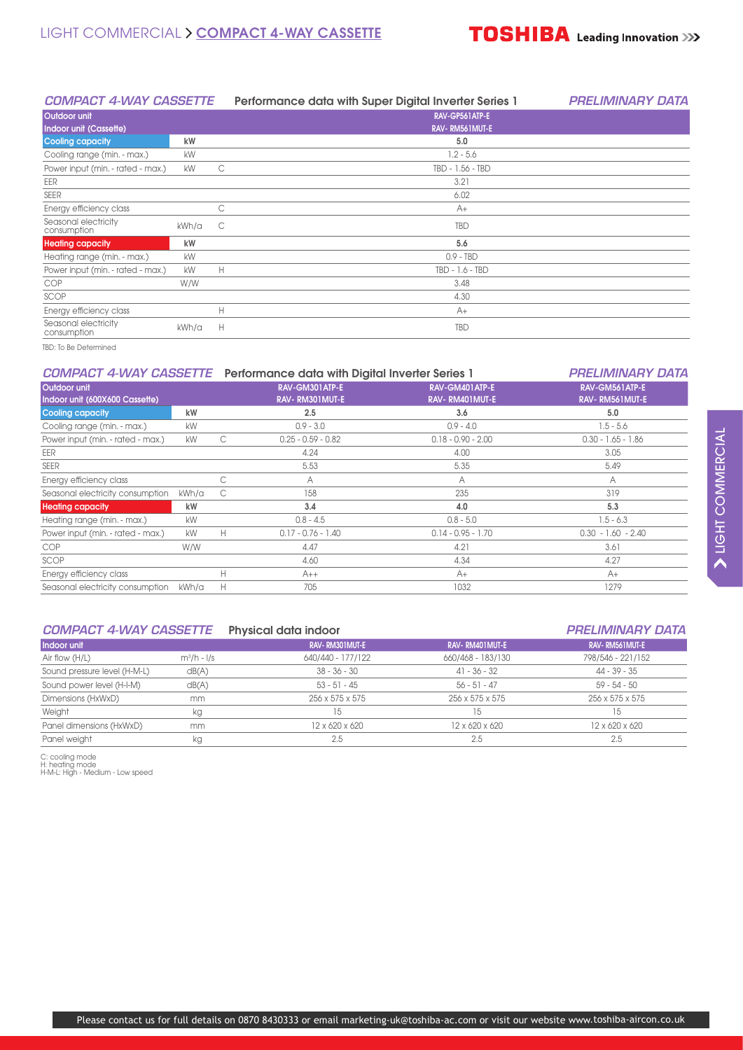LIGHT COMMERCIAL > COMPACT 4-WAY CASSETTE

## COMPACT 4-WAY CASSETTE — Performance data with Super Digital Inverter Series 1 — *PRELIMINARY DATA*

| Outdoor unit | | | RAV-GP561ATP-E |
|---|---|---|---|
| Indoor unit (Cassette) | | | RAV- RM561MUT-E |
| **Cooling capacity** | **kW** | | **5.0** |
| Cooling range (min. - max.) | kW | | 1.2 - 5.6 |
| Power input (min. - rated - max.) | kW | C | TBD - 1.56 - TBD |
| EER | | | 3.21 |
| SEER | | | 6.02 |
| Energy efficiency class | | C | A+ |
| Seasonal electricity consumption | kWh/a | C | TBD |
| **Heating capacity** | **kW** | | **5.6** |
| Heating range (min. - max.) | kW | | 0.9 - TBD |
| Power input (min. - rated - max.) | kW | H | TBD - 1.6 - TBD |
| COP | W/W | | 3.48 |
| SCOP | | | 4.30 |
| Energy efficiency class | | H | A+ |
| Seasonal electricity consumption | kWh/a | H | TBD |

TBD: To Be Determined

## COMPACT 4-WAY CASSETTE — Performance data with Digital Inverter Series 1 — *PRELIMINARY DATA*

| Outdoor unit | | | RAV-GM301ATP-E | RAV-GM401ATP-E | RAV-GM561ATP-E |
|---|---|---|---|---|---|
| Indoor unit (600X600 Cassette) | | | RAV- RM301MUT-E | RAV- RM401MUT-E | RAV- RM561MUT-E |
| **Cooling capacity** | **kW** | | **2.5** | **3.6** | **5.0** |
| Cooling range (min. - max.) | kW | | 0.9 - 3.0 | 0.9 - 4.0 | 1.5 - 5.6 |
| Power input (min. - rated - max.) | kW | C | 0.25 - 0.59 - 0.82 | 0.18 - 0.90 - 2.00 | 0.30 - 1.65 - 1.86 |
| EER | | | 4.24 | 4.00 | 3.05 |
| SEER | | | 5.53 | 5.35 | 5.49 |
| Energy efficiency class | | C | A | A | A |
| Seasonal electricity consumption | kWh/a | C | 158 | 235 | 319 |
| **Heating capacity** | **kW** | | **3.4** | **4.0** | **5.3** |
| Heating range (min. - max.) | kW | | 0.8 - 4.5 | 0.8 - 5.0 | 1.5 - 6.3 |
| Power input (min. - rated - max.) | kW | H | 0.17 - 0.76 - 1.40 | 0.14 - 0.95 - 1.70 | 0.30 - 1.60 - 2.40 |
| COP | W/W | | 4.47 | 4.21 | 3.61 |
| SCOP | | | 4.60 | 4.34 | 4.27 |
| Energy efficiency class | | H | A++ | A+ | A+ |
| Seasonal electricity consumption | kWh/a | H | 705 | 1032 | 1279 |

## COMPACT 4-WAY CASSETTE — Physical data indoor — *PRELIMINARY DATA*

| Indoor unit | | RAV- RM301MUT-E | RAV- RM401MUT-E | RAV- RM561MUT-E |
|---|---|---|---|---|
| Air flow (H/L) | $m^3/h$ - l/s | 640/440 - 177/122 | 660/468 - 183/130 | 798/546 - 221/152 |
| Sound pressure level (H-M-L) | dB(A) | 38 - 36 - 30 | 41 - 36 - 32 | 44 - 39 - 35 |
| Sound power level (H-I-M) | dB(A) | 53 - 51 - 45 | 56 - 51 - 47 | 59 - 54 - 50 |
| Dimensions (HxWxD) | mm | 256 x 575 x 575 | 256 x 575 x 575 | 256 x 575 x 575 |
| Weight | kg | 15 | 15 | 15 |
| Panel dimensions (HxWxD) | mm | 12 x 620 x 620 | 12 x 620 x 620 | 12 x 620 x 620 |
| Panel weight | kg | 2.5 | 2.5 | 2.5 |

C: cooling mode
H: heating mode
H-M-L: High - Medium - Low speed

Please contact us for full details on 0870 8430333 or email marketing-uk@toshiba-ac.com or visit our website www.toshiba-aircon.co.uk